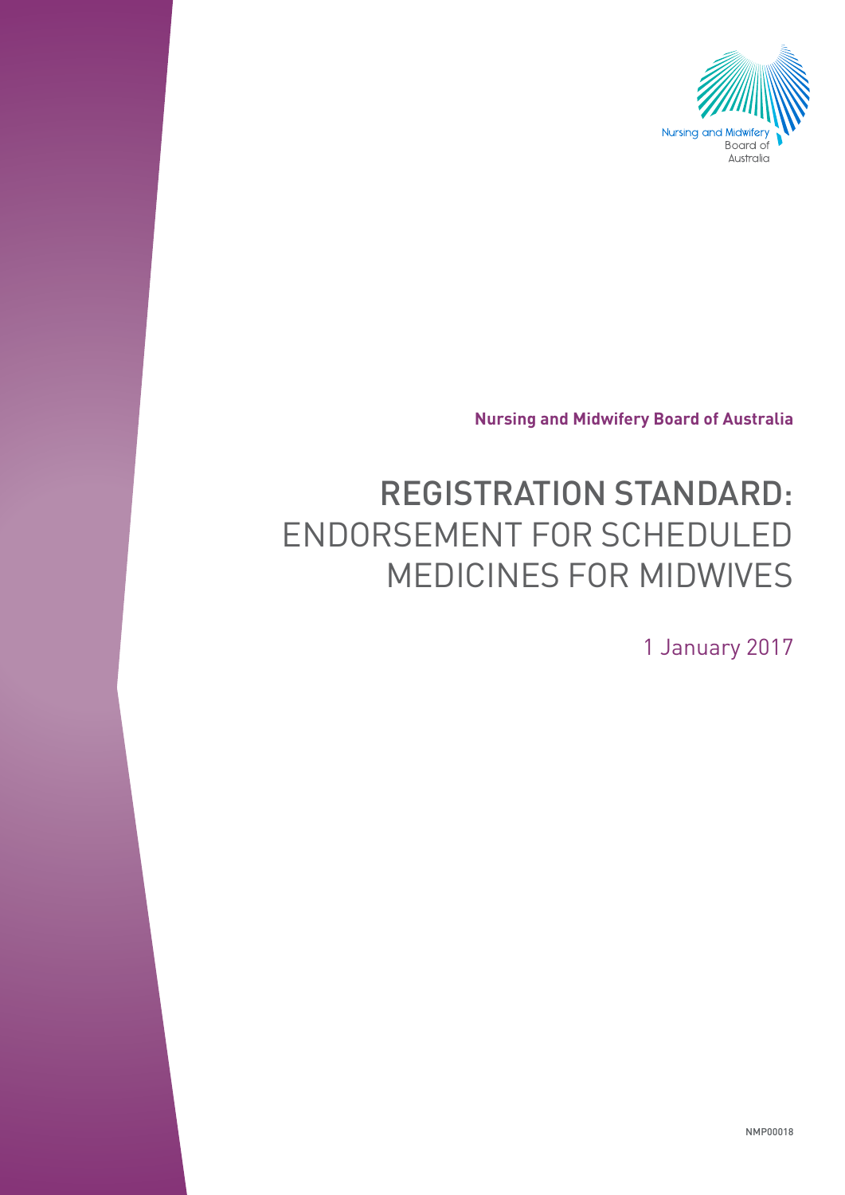Nursing and Midwifery Board of Australia

**Nursing and Midwifery Board of Australia**

# REGISTRATION STANDARD: ENDORSEMENT FOR SCHEDULED MEDICINES FOR MIDWIVES

1 January 2017

NMP00018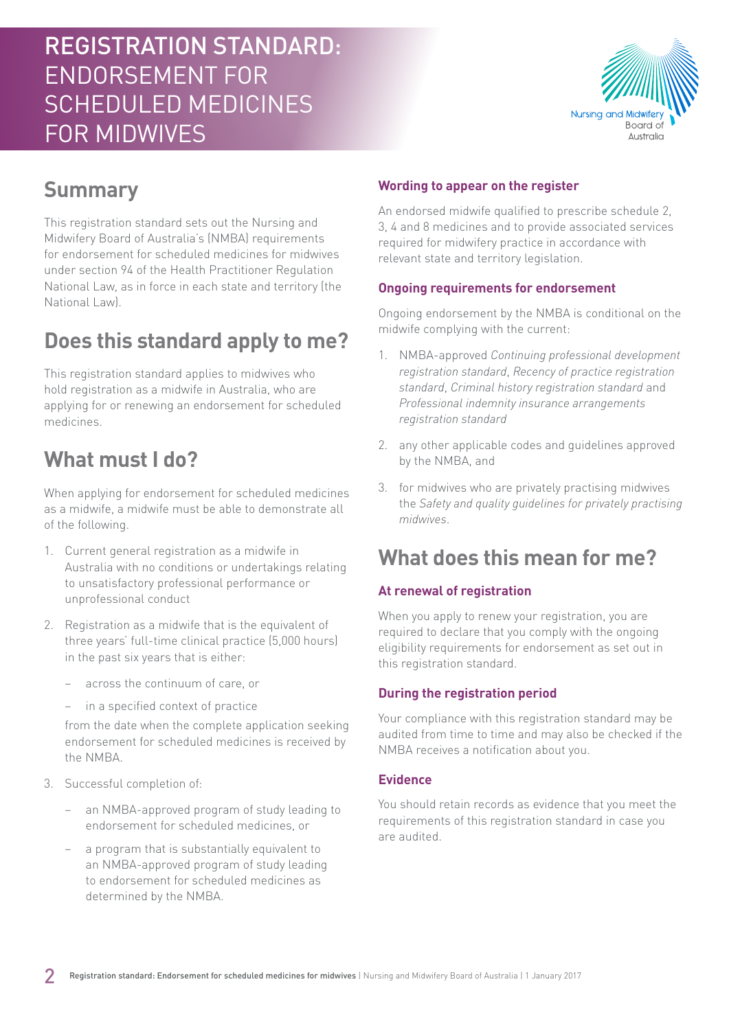# REGISTRATION STANDARD: ENDORSEMENT FOR SCHEDULED MEDICINES FOR MIDWIVES

## Summary

This registration standard sets out the Nursing and Midwifery Board of Australia's (NMBA) requirements for endorsement for scheduled medicines for midwives under section 94 of the Health Practitioner Regulation National Law, as in force in each state and territory (the National Law).

## Does this standard apply to me?

This registration standard applies to midwives who hold registration as a midwife in Australia, who are applying for or renewing an endorsement for scheduled medicines.

## What must I do?

When applying for endorsement for scheduled medicines as a midwife, a midwife must be able to demonstrate all of the following.

1. Current general registration as a midwife in Australia with no conditions or undertakings relating to unsatisfactory professional performance or unprofessional conduct
2. Registration as a midwife that is the equivalent of three years' full-time clinical practice (5,000 hours) in the past six years that is either:
   - across the continuum of care, or
   - in a specified context of practice

   from the date when the complete application seeking endorsement for scheduled medicines is received by the NMBA.
3. Successful completion of:
   - an NMBA-approved program of study leading to endorsement for scheduled medicines, or
   - a program that is substantially equivalent to an NMBA-approved program of study leading to endorsement for scheduled medicines as determined by the NMBA.

### Wording to appear on the register

An endorsed midwife qualified to prescribe schedule 2, 3, 4 and 8 medicines and to provide associated services required for midwifery practice in accordance with relevant state and territory legislation.

### Ongoing requirements for endorsement

Ongoing endorsement by the NMBA is conditional on the midwife complying with the current:

1. NMBA-approved *Continuing professional development registration standard*, *Recency of practice registration standard*, *Criminal history registration standard* and *Professional indemnity insurance arrangements registration standard*
2. any other applicable codes and guidelines approved by the NMBA, and
3. for midwives who are privately practising midwives the *Safety and quality guidelines for privately practising midwives*.

## What does this mean for me?

### At renewal of registration

When you apply to renew your registration, you are required to declare that you comply with the ongoing eligibility requirements for endorsement as set out in this registration standard.

### During the registration period

Your compliance with this registration standard may be audited from time to time and may also be checked if the NMBA receives a notification about you.

### Evidence

You should retain records as evidence that you meet the requirements of this registration standard in case you are audited.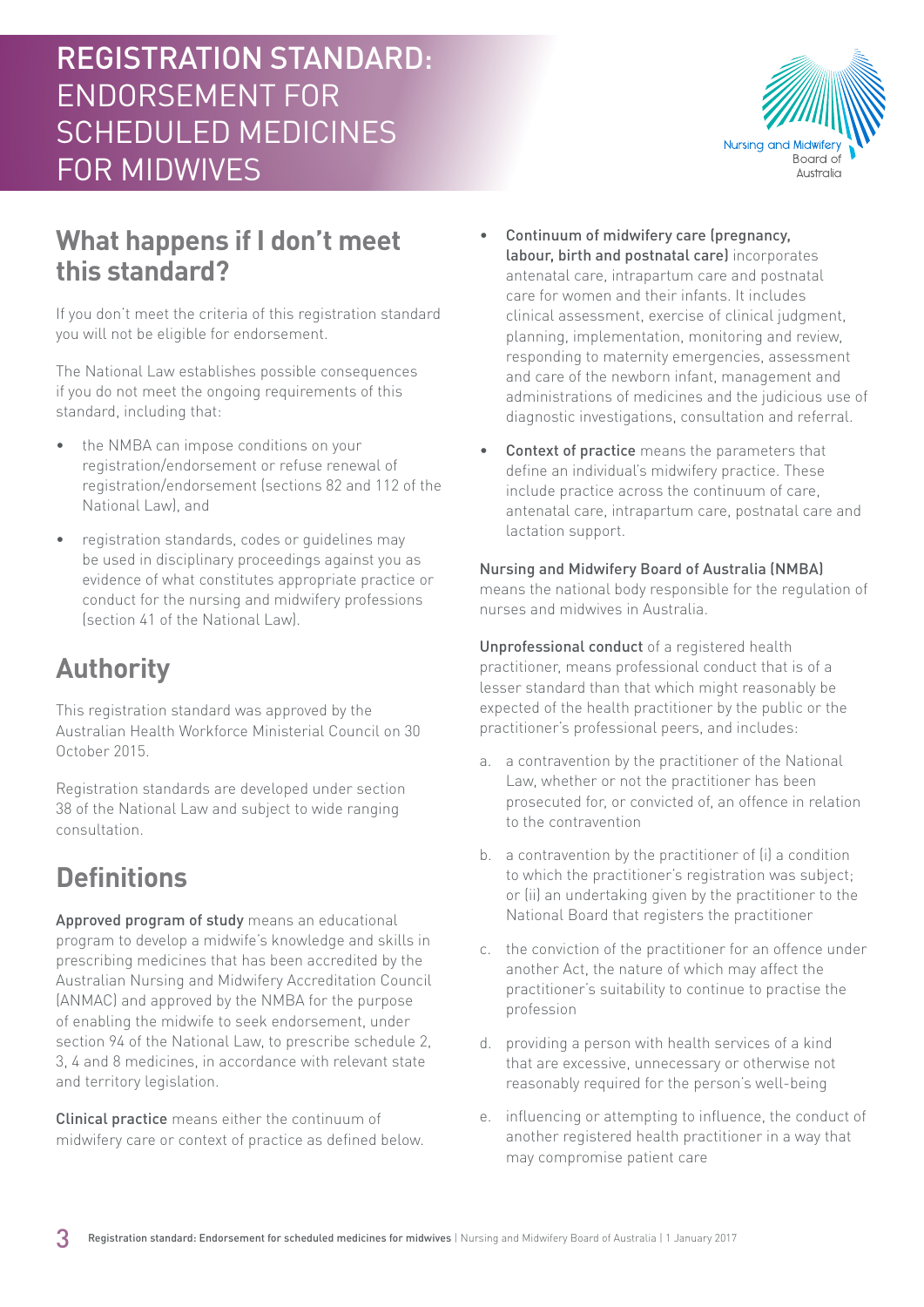## What happens if I don't meet this standard?

If you don't meet the criteria of this registration standard you will not be eligible for endorsement.

The National Law establishes possible consequences if you do not meet the ongoing requirements of this standard, including that:

- the NMBA can impose conditions on your registration/endorsement or refuse renewal of registration/endorsement (sections 82 and 112 of the National Law), and
- registration standards, codes or guidelines may be used in disciplinary proceedings against you as evidence of what constitutes appropriate practice or conduct for the nursing and midwifery professions (section 41 of the National Law).

## Authority

This registration standard was approved by the Australian Health Workforce Ministerial Council on 30 October 2015.

Registration standards are developed under section 38 of the National Law and subject to wide ranging consultation.

## Definitions

**Approved program of study** means an educational program to develop a midwife's knowledge and skills in prescribing medicines that has been accredited by the Australian Nursing and Midwifery Accreditation Council (ANMAC) and approved by the NMBA for the purpose of enabling the midwife to seek endorsement, under section 94 of the National Law, to prescribe schedule 2, 3, 4 and 8 medicines, in accordance with relevant state and territory legislation.

**Clinical practice** means either the continuum of midwifery care or context of practice as defined below.

- **Continuum of midwifery care (pregnancy, labour, birth and postnatal care)** incorporates antenatal care, intrapartum care and postnatal care for women and their infants. It includes clinical assessment, exercise of clinical judgment, planning, implementation, monitoring and review, responding to maternity emergencies, assessment and care of the newborn infant, management and administrations of medicines and the judicious use of diagnostic investigations, consultation and referral.
- **Context of practice** means the parameters that define an individual's midwifery practice. These include practice across the continuum of care, antenatal care, intrapartum care, postnatal care and lactation support.

**Nursing and Midwifery Board of Australia (NMBA)** means the national body responsible for the regulation of nurses and midwives in Australia.

**Unprofessional conduct** of a registered health practitioner, means professional conduct that is of a lesser standard than that which might reasonably be expected of the health practitioner by the public or the practitioner's professional peers, and includes:

a. a contravention by the practitioner of the National Law, whether or not the practitioner has been prosecuted for, or convicted of, an offence in relation to the contravention

b. a contravention by the practitioner of (i) a condition to which the practitioner's registration was subject; or (ii) an undertaking given by the practitioner to the National Board that registers the practitioner

c. the conviction of the practitioner for an offence under another Act, the nature of which may affect the practitioner's suitability to continue to practise the profession

d. providing a person with health services of a kind that are excessive, unnecessary or otherwise not reasonably required for the person's well-being

e. influencing or attempting to influence, the conduct of another registered health practitioner in a way that may compromise patient care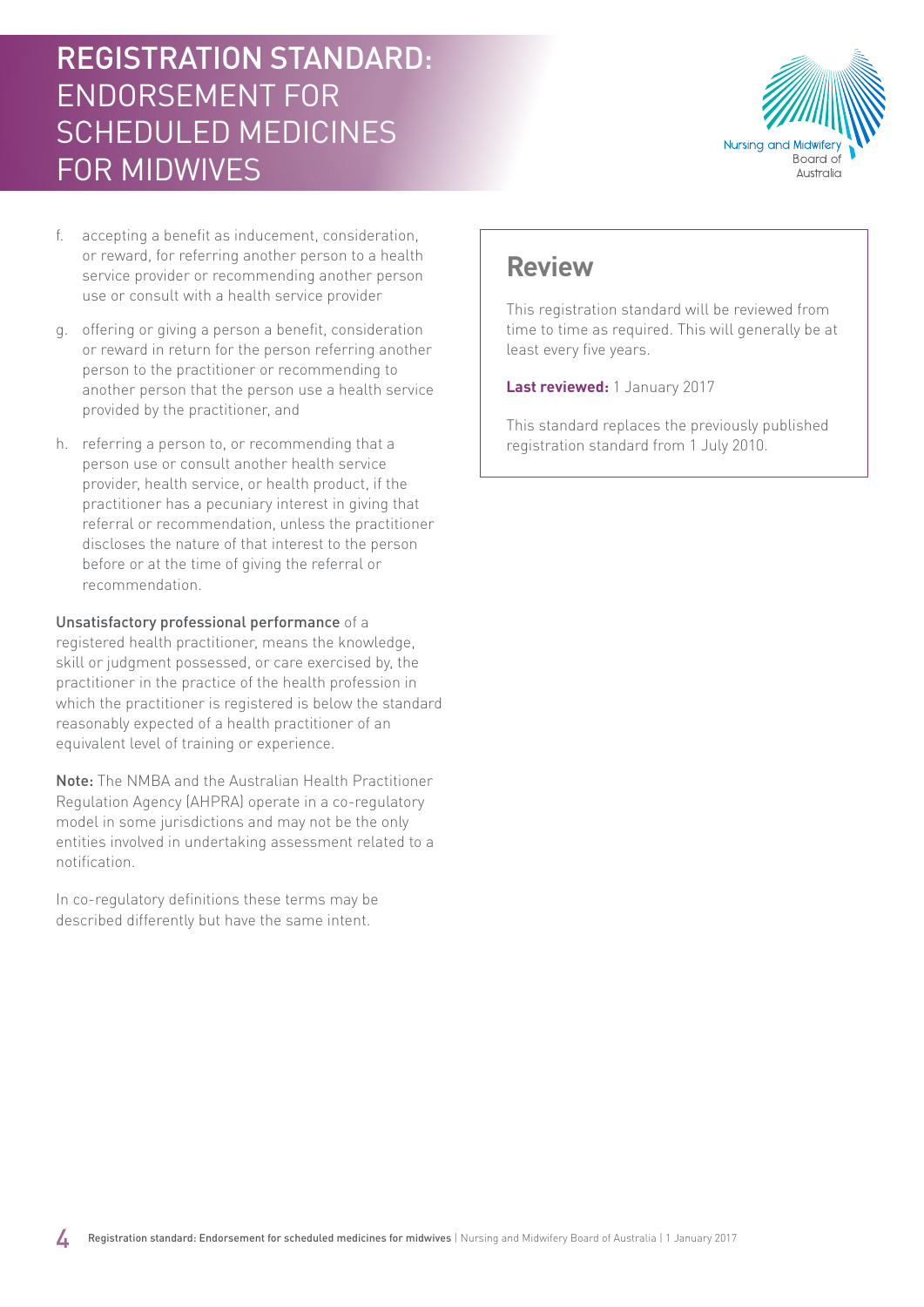f. accepting a benefit as inducement, consideration, or reward, for referring another person to a health service provider or recommending another person use or consult with a health service provider

g. offering or giving a person a benefit, consideration or reward in return for the person referring another person to the practitioner or recommending to another person that the person use a health service provided by the practitioner, and

h. referring a person to, or recommending that a person use or consult another health service provider, health service, or health product, if the practitioner has a pecuniary interest in giving that referral or recommendation, unless the practitioner discloses the nature of that interest to the person before or at the time of giving the referral or recommendation.

Unsatisfactory professional performance of a registered health practitioner, means the knowledge, skill or judgment possessed, or care exercised by, the practitioner in the practice of the health profession in which the practitioner is registered is below the standard reasonably expected of a health practitioner of an equivalent level of training or experience.

Note: The NMBA and the Australian Health Practitioner Regulation Agency (AHPRA) operate in a co-regulatory model in some jurisdictions and may not be the only entities involved in undertaking assessment related to a notification.

In co-regulatory definitions these terms may be described differently but have the same intent.

## Review

This registration standard will be reviewed from time to time as required. This will generally be at least every five years.

**Last reviewed:** 1 January 2017

This standard replaces the previously published registration standard from 1 July 2010.